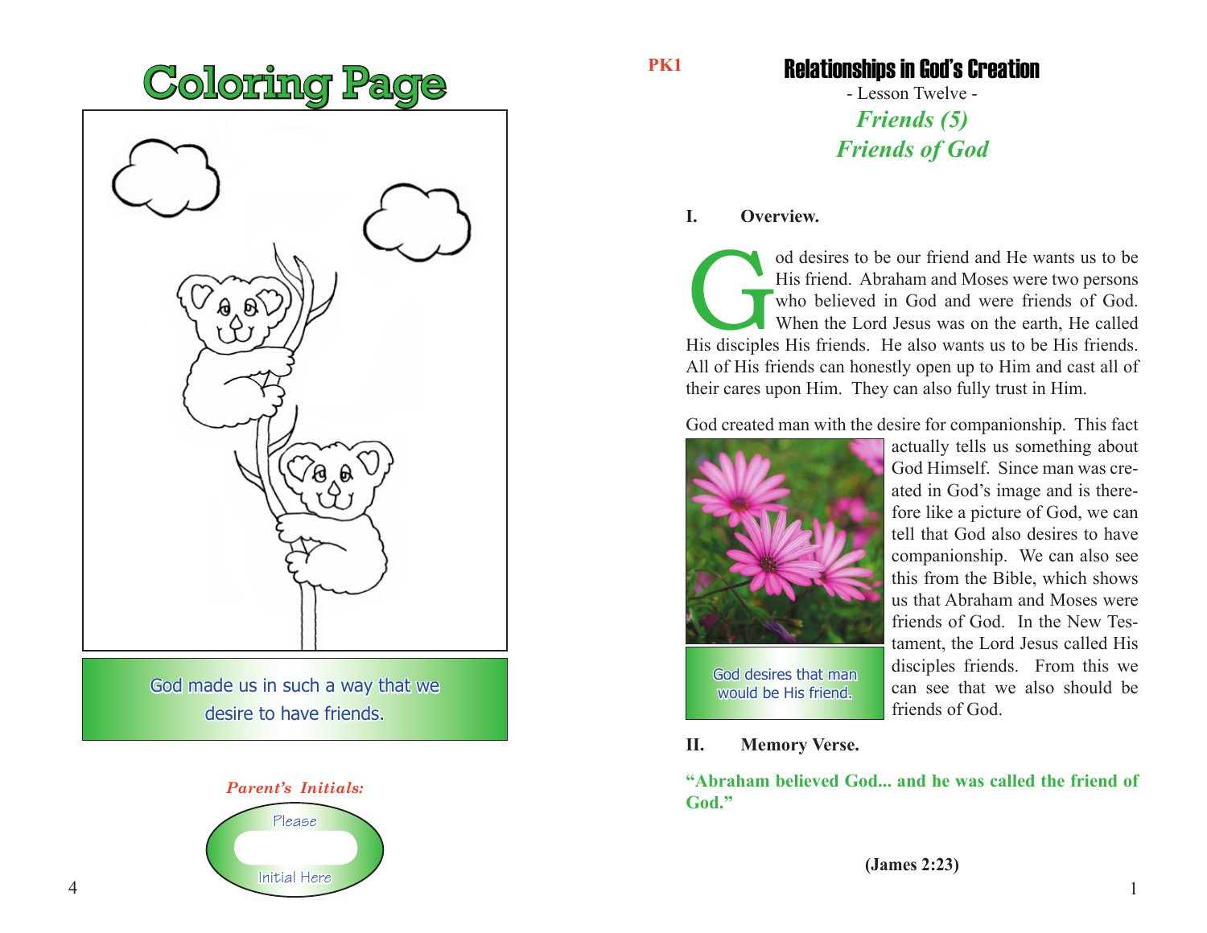# Coloring Page

God made us in such a way that we desire to have friends.

*Parent's Initials:*

Please

Initial Here

PK1

# Relationships in God's Creation

- Lesson Twelve -

## *Friends (5)*
## *Friends of God*

**I. Overview.**

God desires to be our friend and He wants us to be His friend. Abraham and Moses were two persons who believed in God and were friends of God. When the Lord Jesus was on the earth, He called His disciples His friends. He also wants us to be His friends. All of His friends can honestly open up to Him and cast all of their cares upon Him. They can also fully trust in Him.

God created man with the desire for companionship. This fact actually tells us something about God Himself. Since man was created in God's image and is therefore like a picture of God, we can tell that God also desires to have companionship. We can also see this from the Bible, which shows us that Abraham and Moses were friends of God. In the New Testament, the Lord Jesus called His disciples friends. From this we can see that we also should be friends of God.

God desires that man would be His friend.

**II. Memory Verse.**

**"Abraham believed God... and he was called the friend of God."**

**(James 2:23)**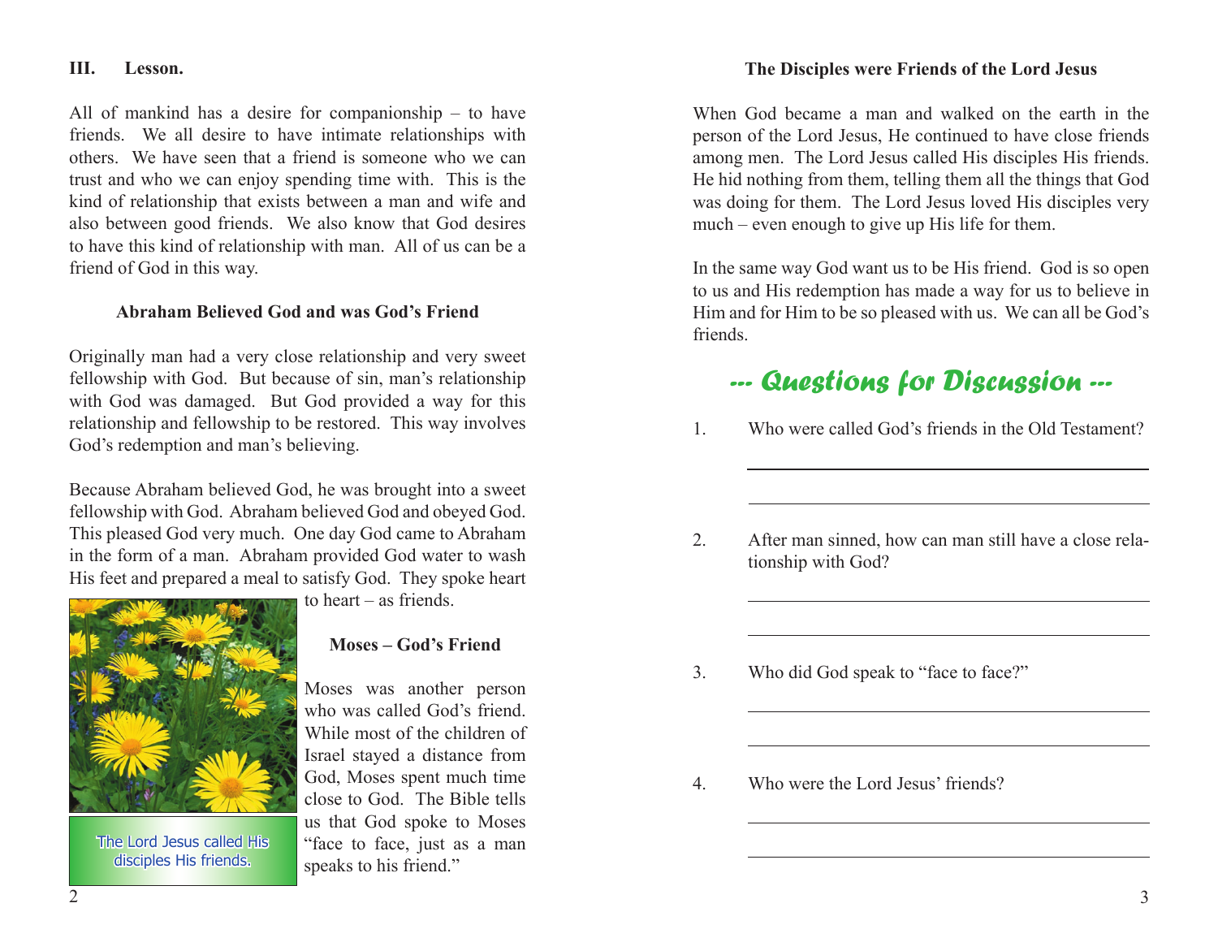**III. Lesson.**

All of mankind has a desire for companionship – to have friends. We all desire to have intimate relationships with others. We have seen that a friend is someone who we can trust and who we can enjoy spending time with. This is the kind of relationship that exists between a man and wife and also between good friends. We also know that God desires to have this kind of relationship with man. All of us can be a friend of God in this way.

### Abraham Believed God and was God's Friend

Originally man had a very close relationship and very sweet fellowship with God. But because of sin, man's relationship with God was damaged. But God provided a way for this relationship and fellowship to be restored. This way involves God's redemption and man's believing.

Because Abraham believed God, he was brought into a sweet fellowship with God. Abraham believed God and obeyed God. This pleased God very much. One day God came to Abraham in the form of a man. Abraham provided God water to wash His feet and prepared a meal to satisfy God. They spoke heart to heart – as friends.

The Lord Jesus called His disciples His friends.

### Moses – God's Friend

Moses was another person who was called God's friend. While most of the children of Israel stayed a distance from God, Moses spent much time close to God. The Bible tells us that God spoke to Moses "face to face, just as a man speaks to his friend."

### The Disciples were Friends of the Lord Jesus

When God became a man and walked on the earth in the person of the Lord Jesus, He continued to have close friends among men. The Lord Jesus called His disciples His friends. He hid nothing from them, telling them all the things that God was doing for them. The Lord Jesus loved His disciples very much – even enough to give up His life for them.

In the same way God want us to be His friend. God is so open to us and His redemption has made a way for us to believe in Him and for Him to be so pleased with us. We can all be God's friends.

## --- Questions for Discussion ---

1. Who were called God's friends in the Old Testament?

\_\_\_\_\_\_\_\_\_\_\_\_\_\_\_\_\_\_\_\_\_\_\_\_\_\_\_\_\_\_\_\_\_\_\_\_\_\_\_\_

\_\_\_\_\_\_\_\_\_\_\_\_\_\_\_\_\_\_\_\_\_\_\_\_\_\_\_\_\_\_\_\_\_\_\_\_\_\_\_\_

2. After man sinned, how can man still have a close relationship with God?

\_\_\_\_\_\_\_\_\_\_\_\_\_\_\_\_\_\_\_\_\_\_\_\_\_\_\_\_\_\_\_\_\_\_\_\_\_\_\_\_

\_\_\_\_\_\_\_\_\_\_\_\_\_\_\_\_\_\_\_\_\_\_\_\_\_\_\_\_\_\_\_\_\_\_\_\_\_\_\_\_

3. Who did God speak to "face to face?"

\_\_\_\_\_\_\_\_\_\_\_\_\_\_\_\_\_\_\_\_\_\_\_\_\_\_\_\_\_\_\_\_\_\_\_\_\_\_\_\_

\_\_\_\_\_\_\_\_\_\_\_\_\_\_\_\_\_\_\_\_\_\_\_\_\_\_\_\_\_\_\_\_\_\_\_\_\_\_\_\_

4. Who were the Lord Jesus' friends?

\_\_\_\_\_\_\_\_\_\_\_\_\_\_\_\_\_\_\_\_\_\_\_\_\_\_\_\_\_\_\_\_\_\_\_\_\_\_\_\_

\_\_\_\_\_\_\_\_\_\_\_\_\_\_\_\_\_\_\_\_\_\_\_\_\_\_\_\_\_\_\_\_\_\_\_\_\_\_\_\_